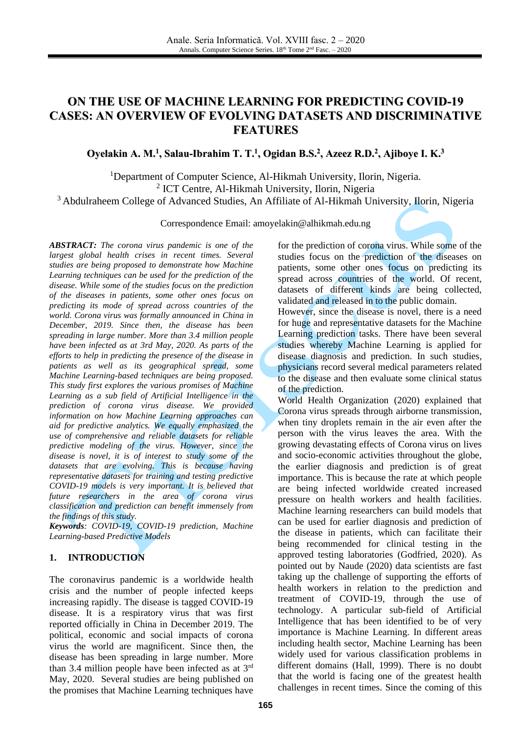# ON THE USE OF MACHINE LEARNING FOR PREDICTING COVID-19 CASES: AN OVERVIEW OF EVOLVING DATASETS AND DISCRIMINATIVE FEATURES

**Oyelakin A. M.[1], Salau-Ibrahim T. T.[1], Ogidan B.S.[2], Azeez R.D.[2], Ajiboye I. K.[3]**

[1]Department of Computer Science, Al-Hikmah University, Ilorin, Nigeria.
[2] ICT Centre, Al-Hikmah University, Ilorin, Nigeria
[3] Abdulraheem College of Advanced Studies, An Affiliate of Al-Hikmah University, Ilorin, Nigeria

Correspondence Email: amoyelakin@alhikmah.edu.ng

***ABSTRACT:*** *The corona virus pandemic is one of the largest global health crises in recent times. Several studies are being proposed to demonstrate how Machine Learning techniques can be used for the prediction of the disease. While some of the studies focus on the prediction of the diseases in patients, some other ones focus on predicting its mode of spread across countries of the world. Corona virus was formally announced in China in December, 2019. Since then, the disease has been spreading in large number. More than 3.4 million people have been infected as at 3rd May, 2020. As parts of the efforts to help in predicting the presence of the disease in patients as well as its geographical spread, some Machine Learning-based techniques are being proposed. This study first explores the various promises of Machine Learning as a sub field of Artificial Intelligence in the prediction of corona virus disease. We provided information on how Machine Learning approaches can aid for predictive analytics. We equally emphasized the use of comprehensive and reliable datasets for reliable predictive modeling of the virus. However, since the disease is novel, it is of interest to study some of the datasets that are evolving. This is because having representative datasets for training and testing predictive COVID-19 models is very important. It is believed that future researchers in the area of corona virus classification and prediction can benefit immensely from the findings of this study.*

***Keywords****: COVID-19, COVID-19 prediction, Machine Learning-based Predictive Models*

## 1. INTRODUCTION

The coronavirus pandemic is a worldwide health crisis and the number of people infected keeps increasing rapidly. The disease is tagged COVID-19 disease. It is a respiratory virus that was first reported officially in China in December 2019. The political, economic and social impacts of corona virus the world are magnificent. Since then, the disease has been spreading in large number. More than 3.4 million people have been infected as at 3rd May, 2020. Several studies are being published on the promises that Machine Learning techniques have for the prediction of corona virus. While some of the studies focus on the prediction of the diseases on patients, some other ones focus on predicting its spread across countries of the world. Of recent, datasets of different kinds are being collected, validated and released in to the public domain.

However, since the disease is novel, there is a need for huge and representative datasets for the Machine Learning prediction tasks. There have been several studies whereby Machine Learning is applied for disease diagnosis and prediction. In such studies, physicians record several medical parameters related to the disease and then evaluate some clinical status of the prediction.

World Health Organization (2020) explained that Corona virus spreads through airborne transmission, when tiny droplets remain in the air even after the person with the virus leaves the area. With the growing devastating effects of Corona virus on lives and socio-economic activities throughout the globe, the earlier diagnosis and prediction is of great importance. This is because the rate at which people are being infected worldwide created increased pressure on health workers and health facilities. Machine Learning researchers can build models that can be used for earlier diagnosis and prediction of the disease in patients, which can facilitate their being recommended for clinical testing in the approved testing laboratories (Godfried, 2020). As pointed out by Naude (2020) data scientists are fast taking up the challenge of supporting the efforts of health workers in relation to the prediction and treatment of COVID-19, through the use of technology. A particular sub-field of Artificial Intelligence that has been identified to be of very importance is Machine Learning. In different areas including health sector, Machine Learning has been widely used for various classification problems in different domains (Hall, 1999). There is no doubt that the world is facing one of the greatest health challenges in recent times. Since the coming of this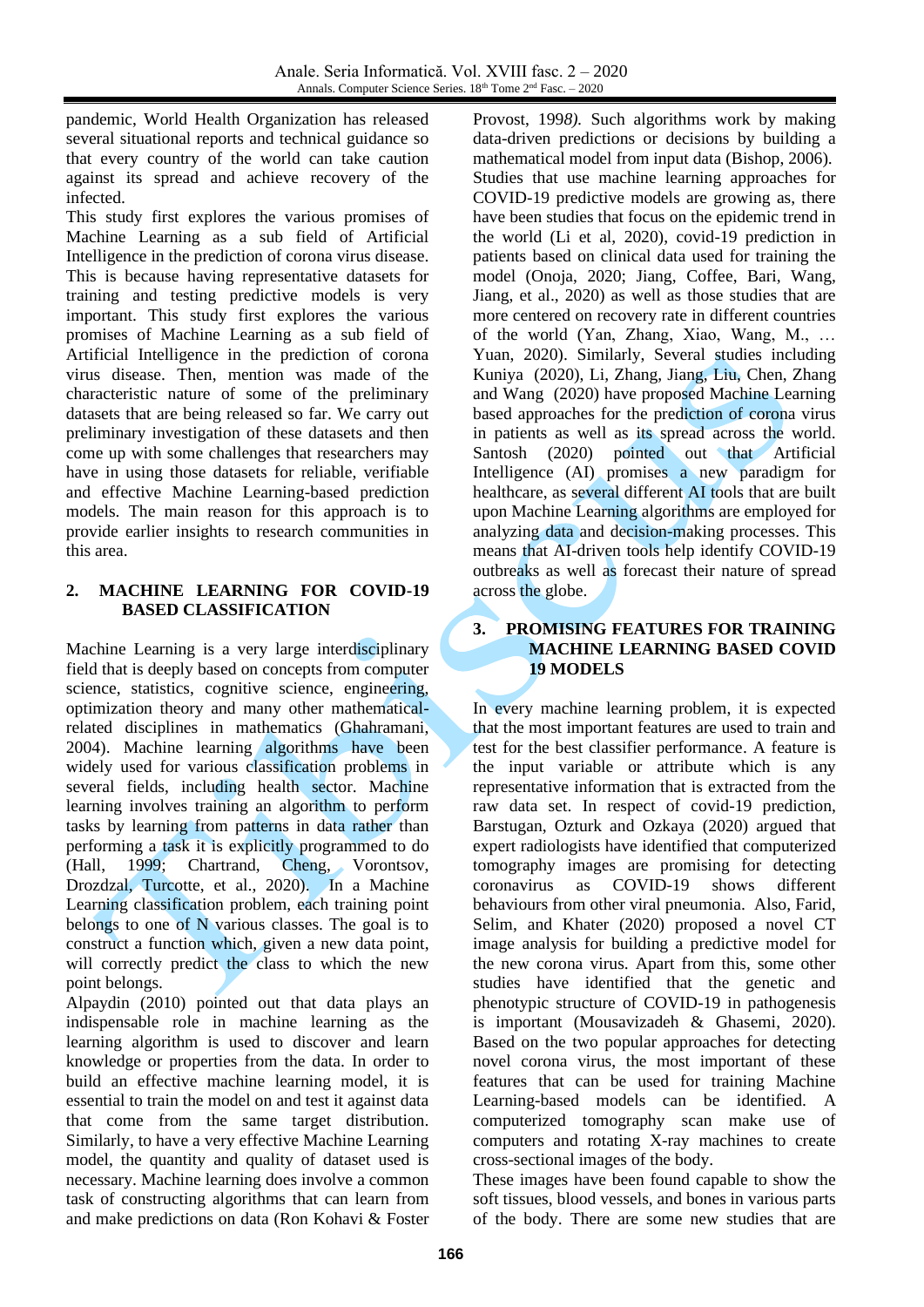pandemic, World Health Organization has released several situational reports and technical guidance so that every country of the world can take caution against its spread and achieve recovery of the infected.

This study first explores the various promises of Machine Learning as a sub field of Artificial Intelligence in the prediction of corona virus disease. This is because having representative datasets for training and testing predictive models is very important. This study first explores the various promises of Machine Learning as a sub field of Artificial Intelligence in the prediction of corona virus disease. Then, mention was made of the characteristic nature of some of the preliminary datasets that are being released so far. We carry out preliminary investigation of these datasets and then come up with some challenges that researchers may have in using those datasets for reliable, verifiable and effective Machine Learning-based prediction models. The main reason for this approach is to provide earlier insights to research communities in this area.

## 2. MACHINE LEARNING FOR COVID-19 BASED CLASSIFICATION

Machine Learning is a very large interdisciplinary field that is deeply based on concepts from computer science, statistics, cognitive science, engineering, optimization theory and many other mathematical-related disciplines in mathematics (Ghahramani, 2004). Machine learning algorithms have been widely used for various classification problems in several fields, including health sector. Machine learning involves training an algorithm to perform tasks by learning from patterns in data rather than performing a task it is explicitly programmed to do (Hall, 1999; Chartrand, Cheng, Vorontsov, Drozdzal, Turcotte, et al., 2020). In a Machine Learning classification problem, each training point belongs to one of N various classes. The goal is to construct a function which, given a new data point, will correctly predict the class to which the new point belongs.

Alpaydin (2010) pointed out that data plays an indispensable role in machine learning as the learning algorithm is used to discover and learn knowledge or properties from the data. In order to build an effective machine learning model, it is essential to train the model on and test it against data that come from the same target distribution. Similarly, to have a very effective Machine Learning model, the quantity and quality of dataset used is necessary. Machine learning does involve a common task of constructing algorithms that can learn from and make predictions on data (Ron Kohavi & Foster Provost, 199*8).* Such algorithms work by making data-driven predictions or decisions by building a mathematical model from input data (Bishop, 2006). Studies that use machine learning approaches for COVID-19 predictive models are growing as, there have been studies that focus on the epidemic trend in the world (Li et al, 2020), covid-19 prediction in patients based on clinical data used for training the model (Onoja, 2020; Jiang, Coffee, Bari, Wang, Jiang, et al., 2020) as well as those studies that are more centered on recovery rate in different countries of the world (Yan, Zhang, Xiao, Wang, M., … Yuan, 2020). Similarly, Several studies including Kuniya (2020), Li, Zhang, Jiang, Liu, Chen, Zhang and Wang (2020) have proposed Machine Learning based approaches for the prediction of corona virus in patients as well as its spread across the world. Santosh (2020) pointed out that Artificial Intelligence (AI) promises a new paradigm for healthcare, as several different AI tools that are built upon Machine Learning algorithms are employed for analyzing data and decision-making processes. This means that AI-driven tools help identify COVID-19 outbreaks as well as forecast their nature of spread across the globe.

## 3. PROMISING FEATURES FOR TRAINING MACHINE LEARNING BASED COVID 19 MODELS

In every machine learning problem, it is expected that the most important features are used to train and test for the best classifier performance. A feature is the input variable or attribute which is any representative information that is extracted from the raw data set. In respect of covid-19 prediction, Barstugan, Ozturk and Ozkaya (2020) argued that expert radiologists have identified that computerized tomography images are promising for detecting coronavirus as COVID-19 shows different behaviours from other viral pneumonia. Also, Farid, Selim, and Khater (2020) proposed a novel CT image analysis for building a predictive model for the new corona virus. Apart from this, some other studies have identified that the genetic and phenotypic structure of COVID-19 in pathogenesis is important (Mousavizadeh & Ghasemi, 2020). Based on the two popular approaches for detecting novel corona virus, the most important of these features that can be used for training Machine Learning-based models can be identified. A computerized tomography scan make use of computers and rotating X-ray machines to create cross-sectional images of the body.

These images have been found capable to show the soft tissues, blood vessels, and bones in various parts of the body. There are some new studies that are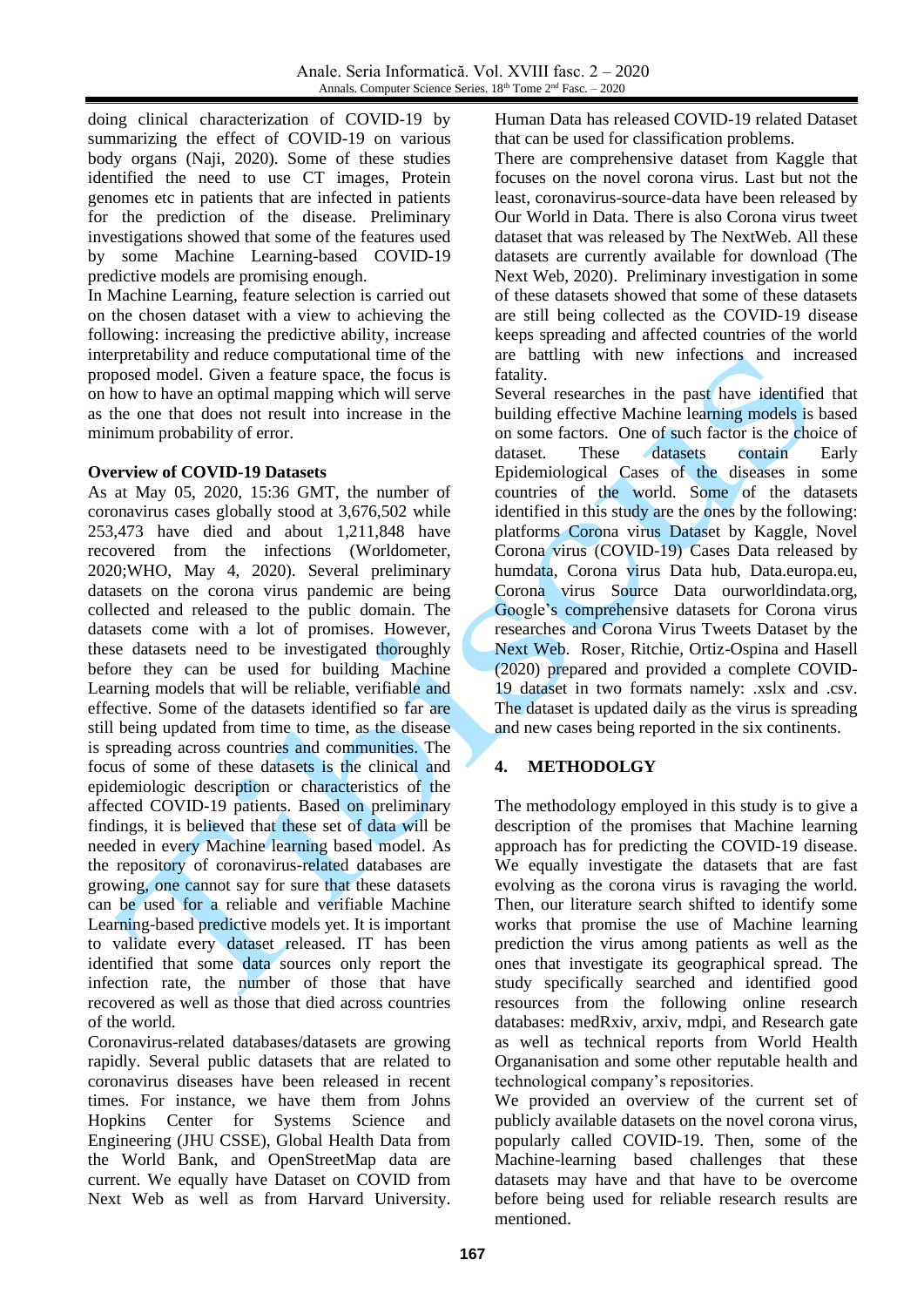doing clinical characterization of COVID-19 by summarizing the effect of COVID-19 on various body organs (Naji, 2020). Some of these studies identified the need to use CT images, Protein genomes etc in patients that are infected in patients for the prediction of the disease. Preliminary investigations showed that some of the features used by some Machine Learning-based COVID-19 predictive models are promising enough.

In Machine Learning, feature selection is carried out on the chosen dataset with a view to achieving the following: increasing the predictive ability, increase interpretability and reduce computational time of the proposed model. Given a feature space, the focus is on how to have an optimal mapping which will serve as the one that does not result into increase in the minimum probability of error.

**Overview of COVID-19 Datasets**

As at May 05, 2020, 15:36 GMT, the number of coronavirus cases globally stood at 3,676,502 while 253,473 have died and about 1,211,848 have recovered from the infections (Worldometer, 2020;WHO, May 4, 2020). Several preliminary datasets on the corona virus pandemic are being collected and released to the public domain. The datasets come with a lot of promises. However, these datasets need to be investigated thoroughly before they can be used for building Machine Learning models that will be reliable, verifiable and effective. Some of the datasets identified so far are still being updated from time to time, as the disease is spreading across countries and communities. The focus of some of these datasets is the clinical and epidemiologic description or characteristics of the affected COVID-19 patients. Based on preliminary findings, it is believed that these set of data will be needed in every Machine learning based model. As the repository of coronavirus-related databases are growing, one cannot say for sure that these datasets can be used for a reliable and verifiable Machine Learning-based predictive models yet. It is important to validate every dataset released. IT has been identified that some data sources only report the infection rate, the number of those that have recovered as well as those that died across countries of the world.

Coronavirus-related databases/datasets are growing rapidly. Several public datasets that are related to coronavirus diseases have been released in recent times. For instance, we have them from Johns Hopkins Center for Systems Science and Engineering (JHU CSSE), Global Health Data from the World Bank, and OpenStreetMap data are current. We equally have Dataset on COVID from Next Web as well as from Harvard University. Human Data has released COVID-19 related Dataset that can be used for classification problems.

There are comprehensive dataset from Kaggle that focuses on the novel corona virus. Last but not the least, coronavirus-source-data have been released by Our World in Data. There is also Corona virus tweet dataset that was released by The NextWeb. All these datasets are currently available for download (The Next Web, 2020). Preliminary investigation in some of these datasets showed that some of these datasets are still being collected as the COVID-19 disease keeps spreading and affected countries of the world are battling with new infections and increased fatality.

Several researches in the past have identified that building effective Machine learning models is based on some factors. One of such factor is the choice of dataset. These datasets contain Early Epidemiological Cases of the diseases in some countries of the world. Some of the datasets identified in this study are the ones by the following: platforms Corona virus Dataset by Kaggle, Novel Corona virus (COVID-19) Cases Data released by humdata, Corona virus Data hub, Data.europa.eu, Corona virus Source Data ourworldindata.org, Google's comprehensive datasets for Corona virus researches and Corona Virus Tweets Dataset by the Next Web. Roser, Ritchie, Ortiz-Ospina and Hasell (2020) prepared and provided a complete COVID-19 dataset in two formats namely: .xslx and .csv. The dataset is updated daily as the virus is spreading and new cases being reported in the six continents.

## 4. METHODOLGY

The methodology employed in this study is to give a description of the promises that Machine learning approach has for predicting the COVID-19 disease. We equally investigate the datasets that are fast evolving as the corona virus is ravaging the world. Then, our literature search shifted to identify some works that promise the use of Machine learning prediction the virus among patients as well as the ones that investigate its geographical spread. The study specifically searched and identified good resources from the following online research databases: medRxiv, arxiv, mdpi, and Research gate as well as technical reports from World Health Organanisation and some other reputable health and technological company's repositories.

We provided an overview of the current set of publicly available datasets on the novel corona virus, popularly called COVID-19. Then, some of the Machine-learning based challenges that these datasets may have and that have to be overcome before being used for reliable research results are mentioned.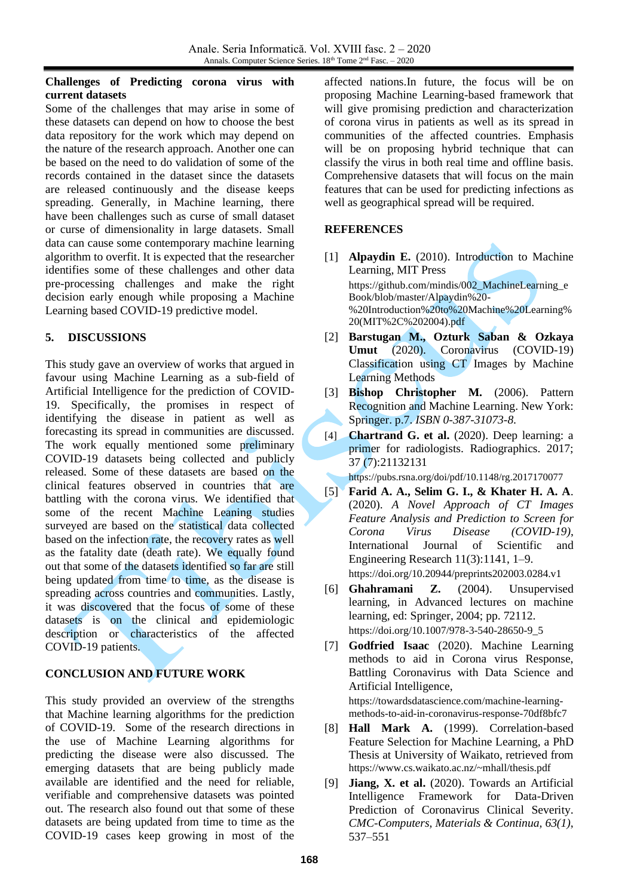### Challenges of Predicting corona virus with current datasets

Some of the challenges that may arise in some of these datasets can depend on how to choose the best data repository for the work which may depend on the nature of the research approach. Another one can be based on the need to do validation of some of the records contained in the dataset since the datasets are released continuously and the disease keeps spreading. Generally, in Machine learning, there have been challenges such as curse of small dataset or curse of dimensionality in large datasets. Small data can cause some contemporary machine learning algorithm to overfit. It is expected that the researcher identifies some of these challenges and other data pre-processing challenges and make the right decision early enough while proposing a Machine Learning based COVID-19 predictive model.

## 5. DISCUSSIONS

This study gave an overview of works that argued in favour using Machine Learning as a sub-field of Artificial Intelligence for the prediction of COVID-19. Specifically, the promises in respect of identifying the disease in patient as well as forecasting its spread in communities are discussed. The work equally mentioned some preliminary COVID-19 datasets being collected and publicly released. Some of these datasets are based on the clinical features observed in countries that are battling with the corona virus. We identified that some of the recent Machine Leaning studies surveyed are based on the statistical data collected based on the infection rate, the recovery rates as well as the fatality date (death rate). We equally found out that some of the datasets identified so far are still being updated from time to time, as the disease is spreading across countries and communities. Lastly, it was discovered that the focus of some of these datasets is on the clinical and epidemiologic description or characteristics of the affected COVID-19 patients.

## CONCLUSION AND FUTURE WORK

This study provided an overview of the strengths that Machine learning algorithms for the prediction of COVID-19. Some of the research directions in the use of Machine Learning algorithms for predicting the disease were also discussed. The emerging datasets that are being publicly made available are identified and the need for reliable, verifiable and comprehensive datasets was pointed out. The research also found out that some of these datasets are being updated from time to time as the COVID-19 cases keep growing in most of the affected nations.In future, the focus will be on proposing Machine Learning-based framework that will give promising prediction and characterization of corona virus in patients as well as its spread in communities of the affected countries. Emphasis will be on proposing hybrid technique that can classify the virus in both real time and offline basis. Comprehensive datasets that will focus on the main features that can be used for predicting infections as well as geographical spread will be required.

## REFERENCES

[1] **Alpaydin E.** (2010). Introduction to Machine Learning, MIT Press https://github.com/mindis/002_MachineLearning_eBook/blob/master/Alpaydin%20-%20Introduction%20to%20Machine%20Learning%20(MIT%2C%202004).pdf

[2] **Barstugan M., Ozturk Saban & Ozkaya Umut** (2020). Coronavirus (COVID-19) Classification using CT Images by Machine Learning Methods

[3] **Bishop Christopher M.** (2006). Pattern Recognition and Machine Learning. New York: Springer. p.7. *ISBN 0-387-31073-8.*

[4] **Chartrand G. et al.** (2020). Deep learning: a primer for radiologists. Radiographics. 2017; 37 (7):21132131 https://pubs.rsna.org/doi/pdf/10.1148/rg.2017170077

[5] **Farid A. A., Selim G. I., & Khater H. A. A.** (2020). *A Novel Approach of CT Images Feature Analysis and Prediction to Screen for Corona Virus Disease (COVID-19)*, International Journal of Scientific and Engineering Research 11(3):1141, 1–9. https://doi.org/10.20944/preprints202003.0284.v1

[6] **Ghahramani Z.** (2004). Unsupervised learning, in Advanced lectures on machine learning, ed: Springer, 2004; pp. 72112. https://doi.org/10.1007/978-3-540-28650-9_5

[7] **Godfried Isaac** (2020). Machine Learning methods to aid in Corona virus Response, Battling Coronavirus with Data Science and Artificial Intelligence, https://towardsdatascience.com/machine-learning-methods-to-aid-in-coronavirus-response-70df8bfc7

[8] **Hall Mark A.** (1999). Correlation-based Feature Selection for Machine Learning, a PhD Thesis at University of Waikato, retrieved from https://www.cs.waikato.ac.nz/~mhall/thesis.pdf

[9] **Jiang, X. et al.** (2020). Towards an Artificial Intelligence Framework for Data-Driven Prediction of Coronavirus Clinical Severity. *CMC-Computers, Materials & Continua, 63(1)*, 537–551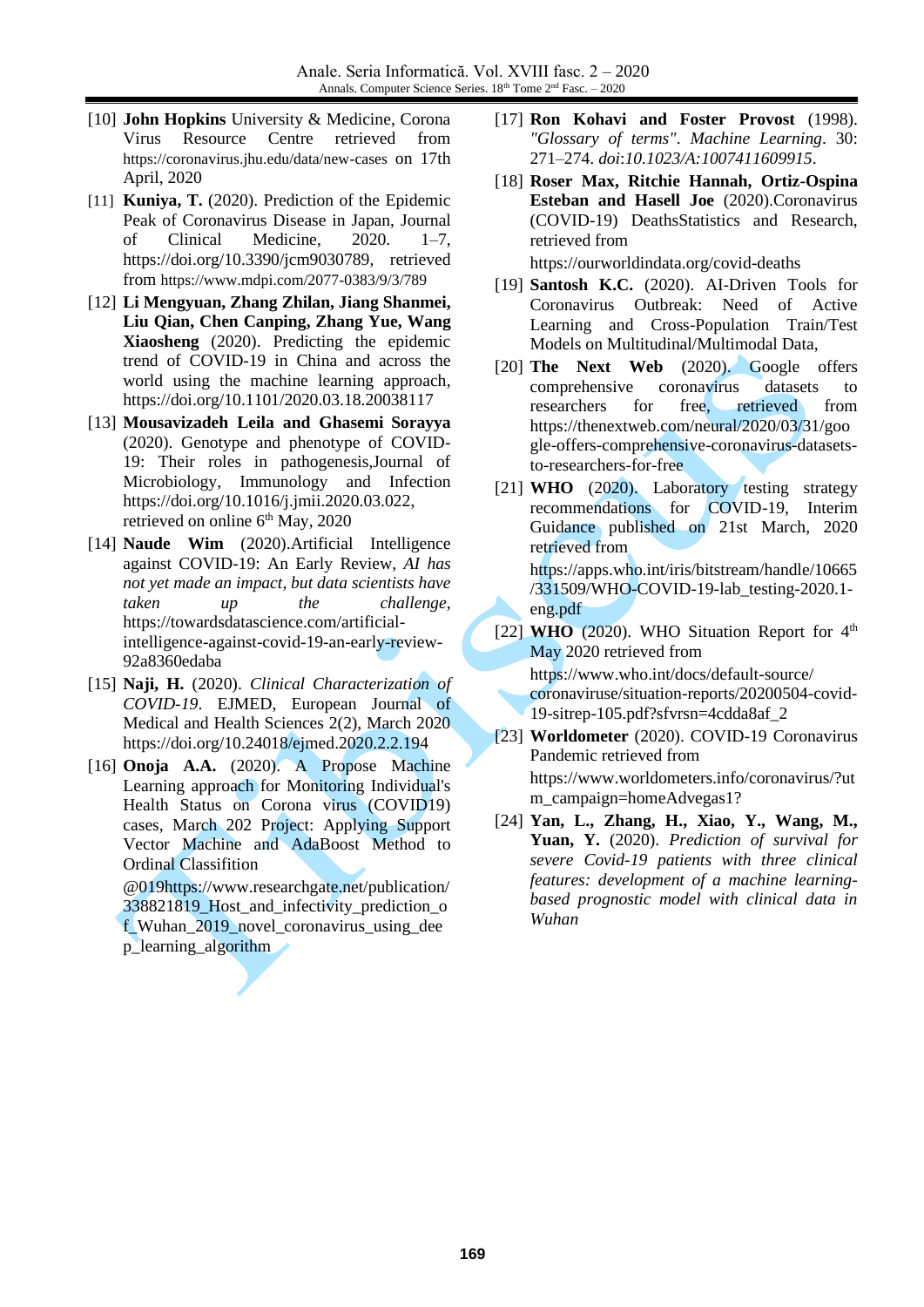[10] **John Hopkins** University & Medicine, Corona Virus Resource Centre retrieved from https://coronavirus.jhu.edu/data/new-cases on 17th April, 2020

[11] **Kuniya, T.** (2020). Prediction of the Epidemic Peak of Coronavirus Disease in Japan, Journal of Clinical Medicine, 2020. 1–7, https://doi.org/10.3390/jcm9030789, retrieved from https://www.mdpi.com/2077-0383/9/3/789

[12] **Li Mengyuan, Zhang Zhilan, Jiang Shanmei, Liu Qian, Chen Canping, Zhang Yue, Wang Xiaosheng** (2020). Predicting the epidemic trend of COVID-19 in China and across the world using the machine learning approach, https://doi.org/10.1101/2020.03.18.20038117

[13] **Mousavizadeh Leila and Ghasemi Sorayya** (2020). Genotype and phenotype of COVID-19: Their roles in pathogenesis,Journal of Microbiology, Immunology and Infection https://doi.org/10.1016/j.jmii.2020.03.022, retrieved on online 6th May, 2020

[14] **Naude Wim** (2020).Artificial Intelligence against COVID-19: An Early Review, *AI has not yet made an impact, but data scientists have taken up the challenge*, https://towardsdatascience.com/artificial-intelligence-against-covid-19-an-early-review-92a8360edaba

[15] **Naji, H.** (2020). *Clinical Characterization of COVID-19*. EJMED, European Journal of Medical and Health Sciences 2(2), March 2020 https://doi.org/10.24018/ejmed.2020.2.2.194

[16] **Onoja A.A.** (2020). A Propose Machine Learning approach for Monitoring Individual's Health Status on Corona virus (COVID19) cases, March 202 Project: Applying Support Vector Machine and AdaBoost Method to Ordinal Classifition

@019https://www.researchgate.net/publication/338821819_Host_and_infectivity_prediction_of_Wuhan_2019_novel_coronavirus_using_deep_learning_algorithm

[17] **Ron Kohavi and Foster Provost** (1998). *"Glossary of terms"*. *Machine Learning*. 30: 271–274. *doi*:*10.1023/A:1007411609915*.

[18] **Roser Max, Ritchie Hannah, Ortiz-Ospina Esteban and Hasell Joe** (2020).Coronavirus (COVID-19) DeathsStatistics and Research, retrieved from

https://ourworldindata.org/covid-deaths

[19] **Santosh K.C.** (2020). AI-Driven Tools for Coronavirus Outbreak: Need of Active Learning and Cross-Population Train/Test Models on Multitudinal/Multimodal Data,

[20] **The Next Web** (2020). Google offers comprehensive coronavirus datasets to researchers for free, retrieved from https://thenextweb.com/neural/2020/03/31/google-offers-comprehensive-coronavirus-datasets-to-researchers-for-free

[21] **WHO** (2020). Laboratory testing strategy recommendations for COVID-19, Interim Guidance published on 21st March, 2020 retrieved from

https://apps.who.int/iris/bitstream/handle/10665/331509/WHO-COVID-19-lab_testing-2020.1-eng.pdf

[22] **WHO** (2020). WHO Situation Report for 4th May 2020 retrieved from

https://www.who.int/docs/default-source/coronaviruse/situation-reports/20200504-covid-19-sitrep-105.pdf?sfvrsn=4cdda8af_2

[23] **Worldometer** (2020). COVID-19 Coronavirus Pandemic retrieved from

https://www.worldometers.info/coronavirus/?utm_campaign=homeAdvegas1?

[24] **Yan, L., Zhang, H., Xiao, Y., Wang, M., Yuan, Y.** (2020). *Prediction of survival for severe Covid-19 patients with three clinical features: development of a machine learning-based prognostic model with clinical data in Wuhan*